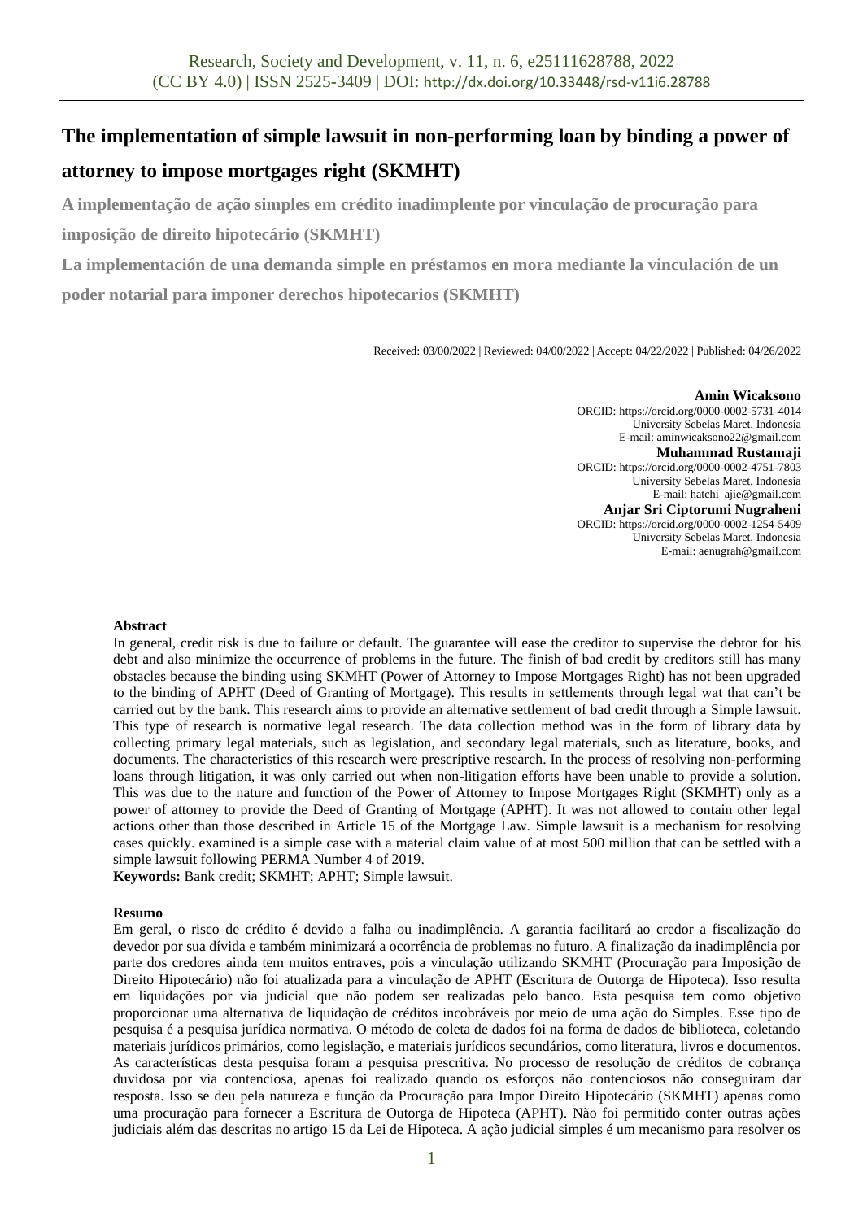# The implementation of simple lawsuit in non-performing loan by binding a power of attorney to impose mortgages right (SKMHT)

**A implementação de ação simples em crédito inadimplente por vinculação de procuração para imposição de direito hipotecário (SKMHT)**

**La implementación de una demanda simple en préstamos en mora mediante la vinculación de un poder notarial para imponer derechos hipotecarios (SKMHT)**

Received: 03/00/2022 | Reviewed: 04/00/2022 | Accept: 04/22/2022 | Published: 04/26/2022

**Amin Wicaksono**
ORCID: https://orcid.org/0000-0002-5731-4014
University Sebelas Maret, Indonesia
E-mail: aminwicaksono22@gmail.com

**Muhammad Rustamaji**
ORCID: https://orcid.org/0000-0002-4751-7803
University Sebelas Maret, Indonesia
E-mail: hatchi_ajie@gmail.com

**Anjar Sri Ciptorumi Nugraheni**
ORCID: https://orcid.org/0000-0002-1254-5409
University Sebelas Maret, Indonesia
E-mail: aenugrah@gmail.com

**Abstract**

In general, credit risk is due to failure or default. The guarantee will ease the creditor to supervise the debtor for his debt and also minimize the occurrence of problems in the future. The finish of bad credit by creditors still has many obstacles because the binding using SKMHT (Power of Attorney to Impose Mortgages Right) has not been upgraded to the binding of APHT (Deed of Granting of Mortgage). This results in settlements through legal wat that can't be carried out by the bank. This research aims to provide an alternative settlement of bad credit through a Simple lawsuit. This type of research is normative legal research. The data collection method was in the form of library data by collecting primary legal materials, such as legislation, and secondary legal materials, such as literature, books, and documents. The characteristics of this research were prescriptive research. In the process of resolving non-performing loans through litigation, it was only carried out when non-litigation efforts have been unable to provide a solution. This was due to the nature and function of the Power of Attorney to Impose Mortgages Right (SKMHT) only as a power of attorney to provide the Deed of Granting of Mortgage (APHT). It was not allowed to contain other legal actions other than those described in Article 15 of the Mortgage Law. Simple lawsuit is a mechanism for resolving cases quickly. examined is a simple case with a material claim value of at most 500 million that can be settled with a simple lawsuit following PERMA Number 4 of 2019.

**Keywords:** Bank credit; SKMHT; APHT; Simple lawsuit.

**Resumo**

Em geral, o risco de crédito é devido a falha ou inadimplência. A garantia facilitará ao credor a fiscalização do devedor por sua dívida e também minimizará a ocorrência de problemas no futuro. A finalização da inadimplência por parte dos credores ainda tem muitos entraves, pois a vinculação utilizando SKMHT (Procuração para Imposição de Direito Hipotecário) não foi atualizada para a vinculação de APHT (Escritura de Outorga de Hipoteca). Isso resulta em liquidações por via judicial que não podem ser realizadas pelo banco. Esta pesquisa tem como objetivo proporcionar uma alternativa de liquidação de créditos incobráveis por meio de uma ação do Simples. Esse tipo de pesquisa é a pesquisa jurídica normativa. O método de coleta de dados foi na forma de dados de biblioteca, coletando materiais jurídicos primários, como legislação, e materiais jurídicos secundários, como literatura, livros e documentos. As características desta pesquisa foram a pesquisa prescritiva. No processo de resolução de créditos de cobrança duvidosa por via contenciosa, apenas foi realizado quando os esforços não contenciosos não conseguiram dar resposta. Isso se deu pela natureza e função da Procuração para Impor Direito Hipotecário (SKMHT) apenas como uma procuração para fornecer a Escritura de Outorga de Hipoteca (APHT). Não foi permitido conter outras ações judiciais além das descritas no artigo 15 da Lei de Hipoteca. A ação judicial simples é um mecanismo para resolver os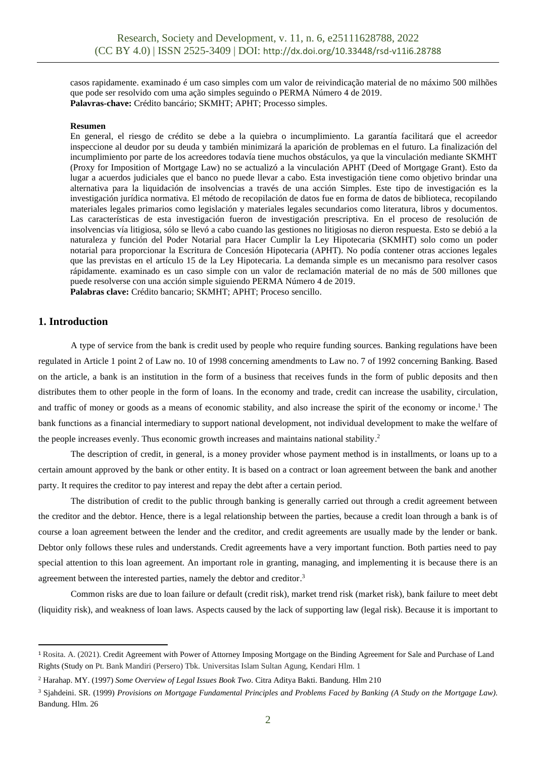casos rapidamente. examinado é um caso simples com um valor de reivindicação material de no máximo 500 milhões que pode ser resolvido com uma ação simples seguindo o PERMA Número 4 de 2019.

**Palavras-chave:** Crédito bancário; SKMHT; APHT; Processo simples.

**Resumen**

En general, el riesgo de crédito se debe a la quiebra o incumplimiento. La garantía facilitará que el acreedor inspeccione al deudor por su deuda y también minimizará la aparición de problemas en el futuro. La finalización del incumplimiento por parte de los acreedores todavía tiene muchos obstáculos, ya que la vinculación mediante SKMHT (Proxy for Imposition of Mortgage Law) no se actualizó a la vinculación APHT (Deed of Mortgage Grant). Esto da lugar a acuerdos judiciales que el banco no puede llevar a cabo. Esta investigación tiene como objetivo brindar una alternativa para la liquidación de insolvencias a través de una acción Simples. Este tipo de investigación es la investigación jurídica normativa. El método de recopilación de datos fue en forma de datos de biblioteca, recopilando materiales legales primarios como legislación y materiales legales secundarios como literatura, libros y documentos. Las características de esta investigación fueron de investigación prescriptiva. En el proceso de resolución de insolvencias vía litigiosa, sólo se llevó a cabo cuando las gestiones no litigiosas no dieron respuesta. Esto se debió a la naturaleza y función del Poder Notarial para Hacer Cumplir la Ley Hipotecaria (SKMHT) solo como un poder notarial para proporcionar la Escritura de Concesión Hipotecaria (APHT). No podía contener otras acciones legales que las previstas en el artículo 15 de la Ley Hipotecaria. La demanda simple es un mecanismo para resolver casos rápidamente. examinado es un caso simple con un valor de reclamación material de no más de 500 millones que puede resolverse con una acción simple siguiendo PERMA Número 4 de 2019.

**Palabras clave:** Crédito bancario; SKMHT; APHT; Proceso sencillo.

## 1. Introduction

A type of service from the bank is credit used by people who require funding sources. Banking regulations have been regulated in Article 1 point 2 of Law no. 10 of 1998 concerning amendments to Law no. 7 of 1992 concerning Banking. Based on the article, a bank is an institution in the form of a business that receives funds in the form of public deposits and then distributes them to other people in the form of loans. In the economy and trade, credit can increase the usability, circulation, and traffic of money or goods as a means of economic stability, and also increase the spirit of the economy or income.[1] The bank functions as a financial intermediary to support national development, not individual development to make the welfare of the people increases evenly. Thus economic growth increases and maintains national stability.[2]

The description of credit, in general, is a money provider whose payment method is in installments, or loans up to a certain amount approved by the bank or other entity. It is based on a contract or loan agreement between the bank and another party. It requires the creditor to pay interest and repay the debt after a certain period.

The distribution of credit to the public through banking is generally carried out through a credit agreement between the creditor and the debtor. Hence, there is a legal relationship between the parties, because a credit loan through a bank is of course a loan agreement between the lender and the creditor, and credit agreements are usually made by the lender or bank. Debtor only follows these rules and understands. Credit agreements have a very important function. Both parties need to pay special attention to this loan agreement. An important role in granting, managing, and implementing it is because there is an agreement between the interested parties, namely the debtor and creditor.[3]

Common risks are due to loan failure or default (credit risk), market trend risk (market risk), bank failure to meet debt (liquidity risk), and weakness of loan laws. Aspects caused by the lack of supporting law (legal risk). Because it is important to

---

[1] Rosita. A. (2021). Credit Agreement with Power of Attorney Imposing Mortgage on the Binding Agreement for Sale and Purchase of Land Rights (Study on Pt. Bank Mandiri (Persero) Tbk. Universitas Islam Sultan Agung, Kendari Hlm. 1

[2] Harahap. MY. (1997) *Some Overview of Legal Issues Book Two*. Citra Aditya Bakti. Bandung. Hlm 210

[3] Sjahdeini. SR. (1999) *Provisions on Mortgage Fundamental Principles and Problems Faced by Banking (A Study on the Mortgage Law)*. Bandung. Hlm. 26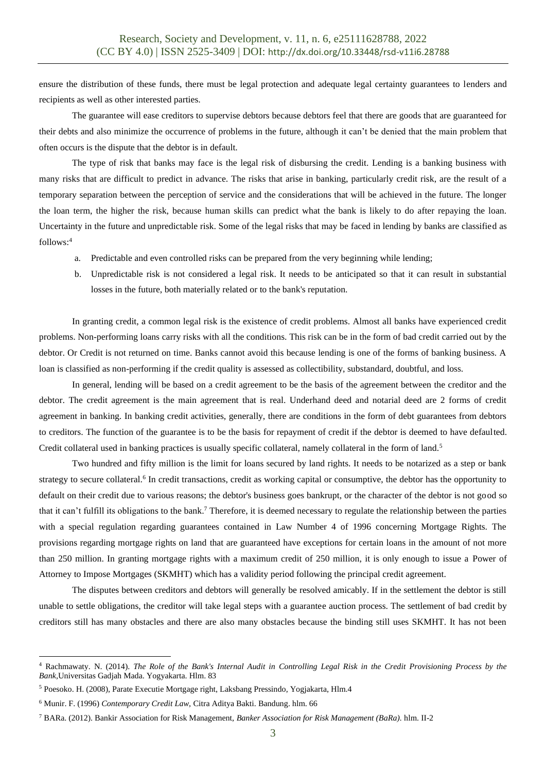ensure the distribution of these funds, there must be legal protection and adequate legal certainty guarantees to lenders and recipients as well as other interested parties.

The guarantee will ease creditors to supervise debtors because debtors feel that there are goods that are guaranteed for their debts and also minimize the occurrence of problems in the future, although it can't be denied that the main problem that often occurs is the dispute that the debtor is in default.

The type of risk that banks may face is the legal risk of disbursing the credit. Lending is a banking business with many risks that are difficult to predict in advance. The risks that arise in banking, particularly credit risk, are the result of a temporary separation between the perception of service and the considerations that will be achieved in the future. The longer the loan term, the higher the risk, because human skills can predict what the bank is likely to do after repaying the loan. Uncertainty in the future and unpredictable risk. Some of the legal risks that may be faced in lending by banks are classified as follows:[4]

a. Predictable and even controlled risks can be prepared from the very beginning while lending;
b. Unpredictable risk is not considered a legal risk. It needs to be anticipated so that it can result in substantial losses in the future, both materially related or to the bank's reputation.

In granting credit, a common legal risk is the existence of credit problems. Almost all banks have experienced credit problems. Non-performing loans carry risks with all the conditions. This risk can be in the form of bad credit carried out by the debtor. Or Credit is not returned on time. Banks cannot avoid this because lending is one of the forms of banking business. A loan is classified as non-performing if the credit quality is assessed as collectibility, substandard, doubtful, and loss.

In general, lending will be based on a credit agreement to be the basis of the agreement between the creditor and the debtor. The credit agreement is the main agreement that is real. Underhand deed and notarial deed are 2 forms of credit agreement in banking. In banking credit activities, generally, there are conditions in the form of debt guarantees from debtors to creditors. The function of the guarantee is to be the basis for repayment of credit if the debtor is deemed to have defaulted. Credit collateral used in banking practices is usually specific collateral, namely collateral in the form of land.[5]

Two hundred and fifty million is the limit for loans secured by land rights. It needs to be notarized as a step or bank strategy to secure collateral.[6] In credit transactions, credit as working capital or consumptive, the debtor has the opportunity to default on their credit due to various reasons; the debtor's business goes bankrupt, or the character of the debtor is not good so that it can't fulfill its obligations to the bank.[7] Therefore, it is deemed necessary to regulate the relationship between the parties with a special regulation regarding guarantees contained in Law Number 4 of 1996 concerning Mortgage Rights. The provisions regarding mortgage rights on land that are guaranteed have exceptions for certain loans in the amount of not more than 250 million. In granting mortgage rights with a maximum credit of 250 million, it is only enough to issue a Power of Attorney to Impose Mortgages (SKMHT) which has a validity period following the principal credit agreement.

The disputes between creditors and debtors will generally be resolved amicably. If in the settlement the debtor is still unable to settle obligations, the creditor will take legal steps with a guarantee auction process. The settlement of bad credit by creditors still has many obstacles and there are also many obstacles because the binding still uses SKMHT. It has not been

---

[4] Rachmawaty. N. (2014). *The Role of the Bank's Internal Audit in Controlling Legal Risk in the Credit Provisioning Process by the Bank*,Universitas Gadjah Mada. Yogyakarta. Hlm. 83

[5] Poesoko. H. (2008), Parate Executie Mortgage right, Laksbang Pressindo, Yogjakarta, Hlm.4

[6] Munir. F. (1996) *Contemporary Credit Law*, Citra Aditya Bakti. Bandung. hlm. 66

[7] BARa. (2012). Bankir Association for Risk Management, *Banker Association for Risk Management (BaRa)*. hlm. II-2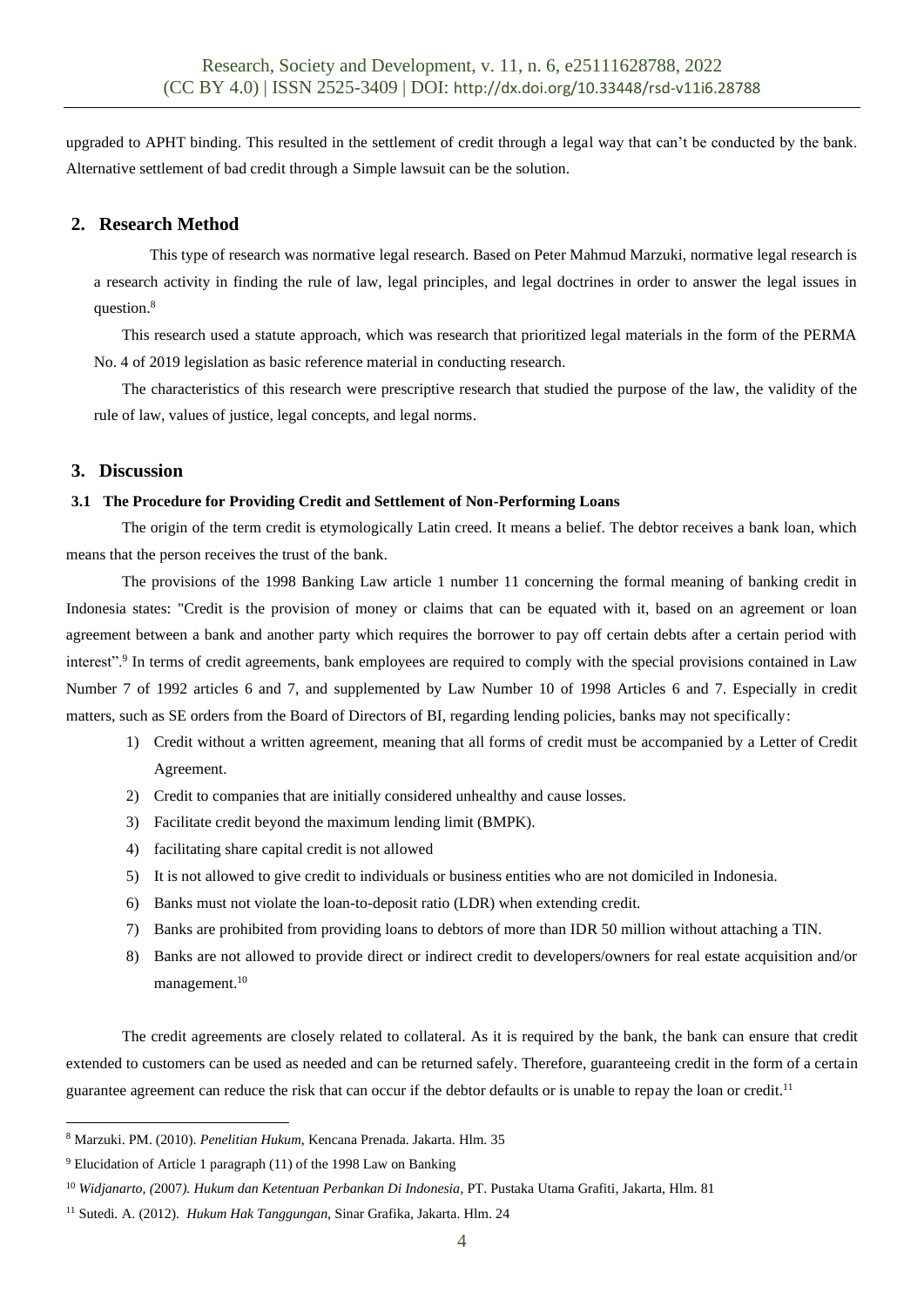upgraded to APHT binding. This resulted in the settlement of credit through a legal way that can't be conducted by the bank. Alternative settlement of bad credit through a Simple lawsuit can be the solution.

## 2. Research Method

This type of research was normative legal research. Based on Peter Mahmud Marzuki, normative legal research is a research activity in finding the rule of law, legal principles, and legal doctrines in order to answer the legal issues in question.[8]

This research used a statute approach, which was research that prioritized legal materials in the form of the PERMA No. 4 of 2019 legislation as basic reference material in conducting research.

The characteristics of this research were prescriptive research that studied the purpose of the law, the validity of the rule of law, values of justice, legal concepts, and legal norms.

## 3. Discussion

### 3.1 The Procedure for Providing Credit and Settlement of Non-Performing Loans

The origin of the term credit is etymologically Latin creed. It means a belief. The debtor receives a bank loan, which means that the person receives the trust of the bank.

The provisions of the 1998 Banking Law article 1 number 11 concerning the formal meaning of banking credit in Indonesia states: "Credit is the provision of money or claims that can be equated with it, based on an agreement or loan agreement between a bank and another party which requires the borrower to pay off certain debts after a certain period with interest".[9] In terms of credit agreements, bank employees are required to comply with the special provisions contained in Law Number 7 of 1992 articles 6 and 7, and supplemented by Law Number 10 of 1998 Articles 6 and 7. Especially in credit matters, such as SE orders from the Board of Directors of BI, regarding lending policies, banks may not specifically:

1) Credit without a written agreement, meaning that all forms of credit must be accompanied by a Letter of Credit Agreement.
2) Credit to companies that are initially considered unhealthy and cause losses.
3) Facilitate credit beyond the maximum lending limit (BMPK).
4) facilitating share capital credit is not allowed
5) It is not allowed to give credit to individuals or business entities who are not domiciled in Indonesia.
6) Banks must not violate the loan-to-deposit ratio (LDR) when extending credit.
7) Banks are prohibited from providing loans to debtors of more than IDR 50 million without attaching a TIN.
8) Banks are not allowed to provide direct or indirect credit to developers/owners for real estate acquisition and/or management.[10]

The credit agreements are closely related to collateral. As it is required by the bank, the bank can ensure that credit extended to customers can be used as needed and can be returned safely. Therefore, guaranteeing credit in the form of a certain guarantee agreement can reduce the risk that can occur if the debtor defaults or is unable to repay the loan or credit.[11]

---

[8] Marzuki. PM. (2010). *Penelitian Hukum*, Kencana Prenada. Jakarta. Hlm. 35

[9] Elucidation of Article 1 paragraph (11) of the 1998 Law on Banking

[10] *Widjanarto, (*2007*). Hukum dan Ketentuan Perbankan Di Indonesia*, PT. Pustaka Utama Grafiti, Jakarta, Hlm. 81

[11] Sutedi. A. (2012). *Hukum Hak Tanggungan*, Sinar Grafika, Jakarta. Hlm. 24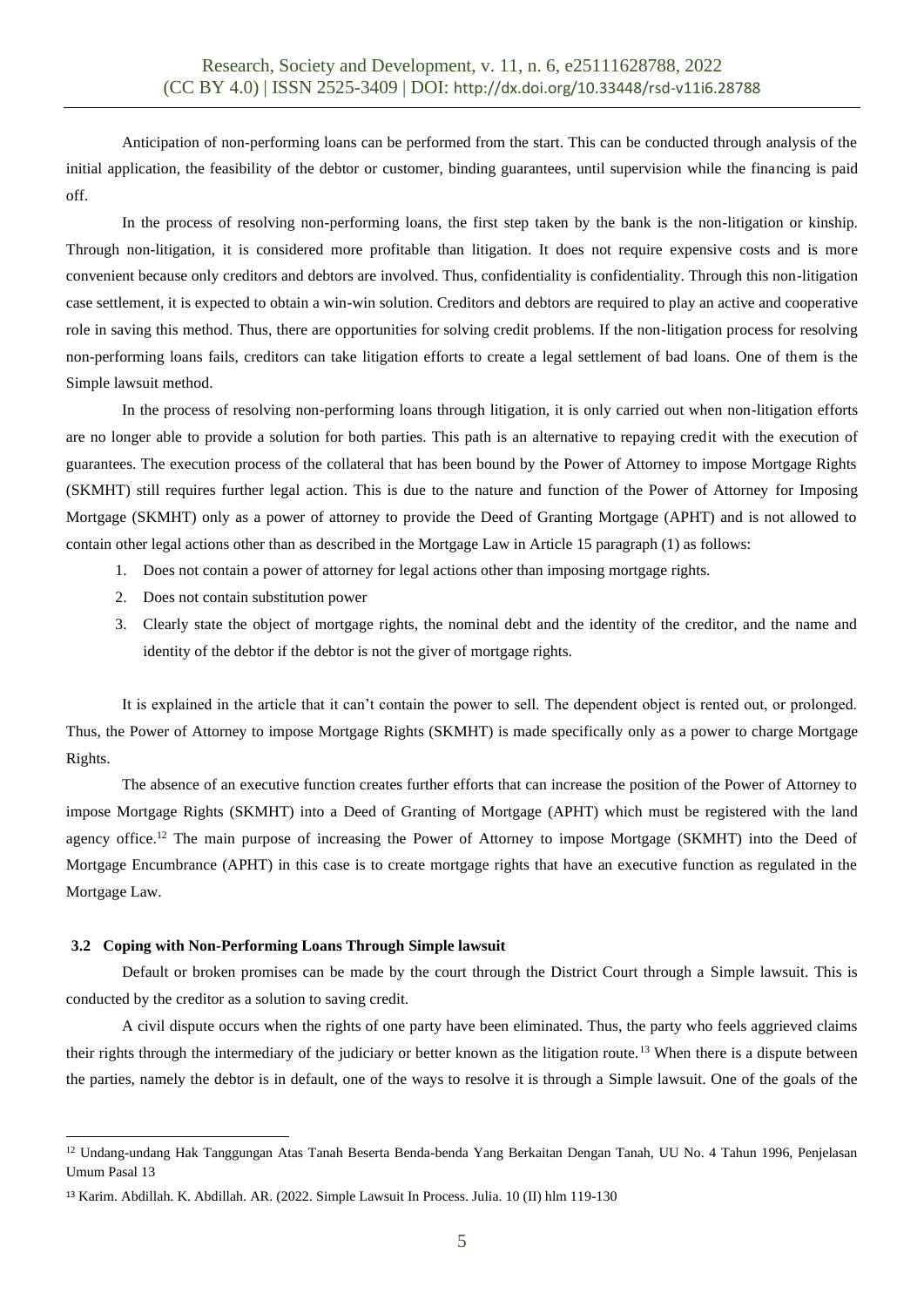Anticipation of non-performing loans can be performed from the start. This can be conducted through analysis of the initial application, the feasibility of the debtor or customer, binding guarantees, until supervision while the financing is paid off.

In the process of resolving non-performing loans, the first step taken by the bank is the non-litigation or kinship. Through non-litigation, it is considered more profitable than litigation. It does not require expensive costs and is more convenient because only creditors and debtors are involved. Thus, confidentiality is confidentiality. Through this non-litigation case settlement, it is expected to obtain a win-win solution. Creditors and debtors are required to play an active and cooperative role in saving this method. Thus, there are opportunities for solving credit problems. If the non-litigation process for resolving non-performing loans fails, creditors can take litigation efforts to create a legal settlement of bad loans. One of them is the Simple lawsuit method.

In the process of resolving non-performing loans through litigation, it is only carried out when non-litigation efforts are no longer able to provide a solution for both parties. This path is an alternative to repaying credit with the execution of guarantees. The execution process of the collateral that has been bound by the Power of Attorney to impose Mortgage Rights (SKMHT) still requires further legal action. This is due to the nature and function of the Power of Attorney for Imposing Mortgage (SKMHT) only as a power of attorney to provide the Deed of Granting Mortgage (APHT) and is not allowed to contain other legal actions other than as described in the Mortgage Law in Article 15 paragraph (1) as follows:

1. Does not contain a power of attorney for legal actions other than imposing mortgage rights.
2. Does not contain substitution power
3. Clearly state the object of mortgage rights, the nominal debt and the identity of the creditor, and the name and identity of the debtor if the debtor is not the giver of mortgage rights.

It is explained in the article that it can't contain the power to sell. The dependent object is rented out, or prolonged. Thus, the Power of Attorney to impose Mortgage Rights (SKMHT) is made specifically only as a power to charge Mortgage Rights.

The absence of an executive function creates further efforts that can increase the position of the Power of Attorney to impose Mortgage Rights (SKMHT) into a Deed of Granting of Mortgage (APHT) which must be registered with the land agency office.[12] The main purpose of increasing the Power of Attorney to impose Mortgage (SKMHT) into the Deed of Mortgage Encumbrance (APHT) in this case is to create mortgage rights that have an executive function as regulated in the Mortgage Law.

### 3.2 Coping with Non-Performing Loans Through Simple lawsuit

Default or broken promises can be made by the court through the District Court through a Simple lawsuit. This is conducted by the creditor as a solution to saving credit.

A civil dispute occurs when the rights of one party have been eliminated. Thus, the party who feels aggrieved claims their rights through the intermediary of the judiciary or better known as the litigation route.[13] When there is a dispute between the parties, namely the debtor is in default, one of the ways to resolve it is through a Simple lawsuit. One of the goals of the

---

[12] Undang-undang Hak Tanggungan Atas Tanah Beserta Benda-benda Yang Berkaitan Dengan Tanah, UU No. 4 Tahun 1996, Penjelasan Umum Pasal 13

[13] Karim. Abdillah. K. Abdillah. AR. (2022. Simple Lawsuit In Process. Julia. 10 (II) hlm 119-130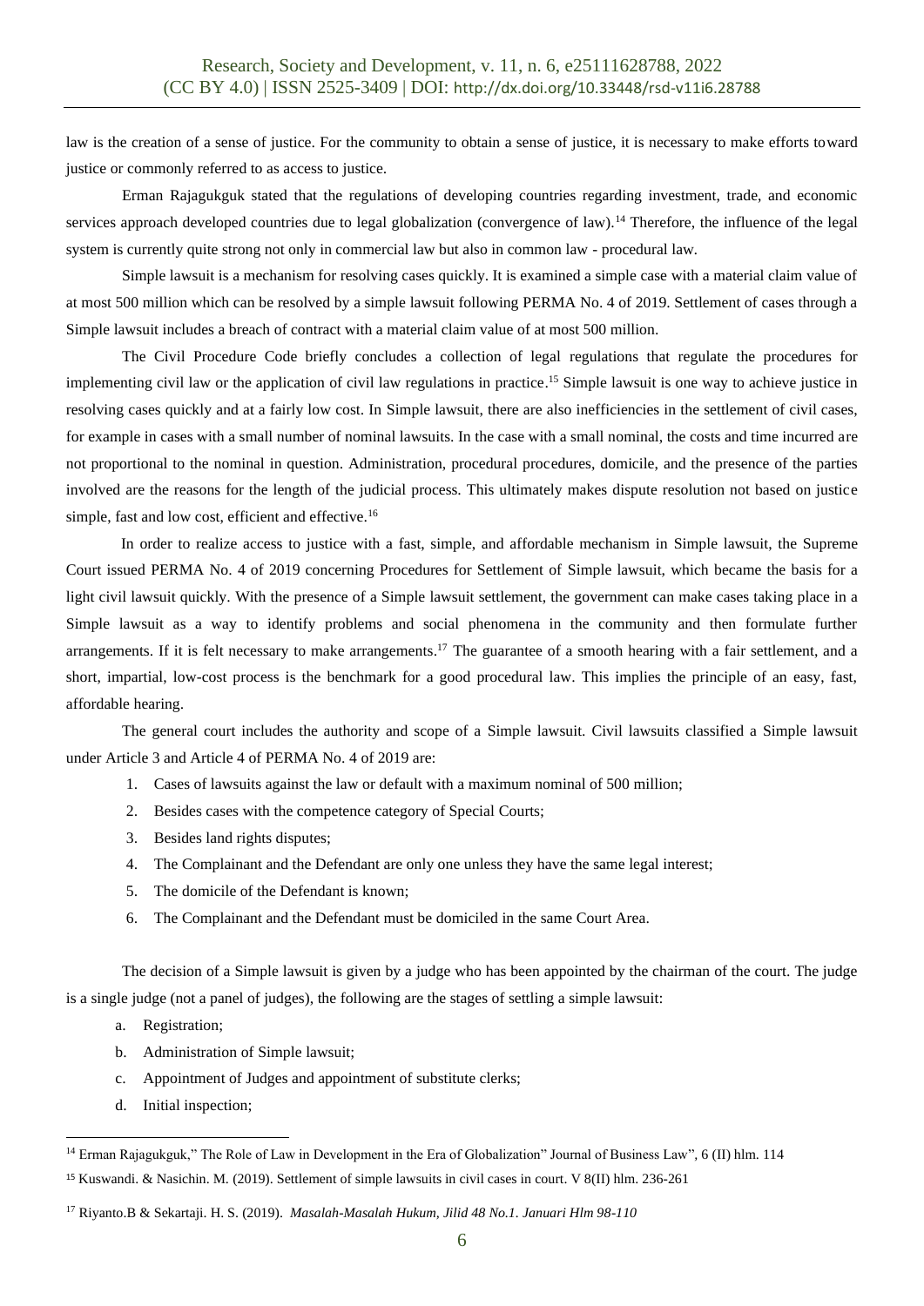law is the creation of a sense of justice. For the community to obtain a sense of justice, it is necessary to make efforts toward justice or commonly referred to as access to justice.

Erman Rajagukguk stated that the regulations of developing countries regarding investment, trade, and economic services approach developed countries due to legal globalization (convergence of law).[14] Therefore, the influence of the legal system is currently quite strong not only in commercial law but also in common law - procedural law.

Simple lawsuit is a mechanism for resolving cases quickly. It is examined a simple case with a material claim value of at most 500 million which can be resolved by a simple lawsuit following PERMA No. 4 of 2019. Settlement of cases through a Simple lawsuit includes a breach of contract with a material claim value of at most 500 million.

The Civil Procedure Code briefly concludes a collection of legal regulations that regulate the procedures for implementing civil law or the application of civil law regulations in practice.[15] Simple lawsuit is one way to achieve justice in resolving cases quickly and at a fairly low cost. In Simple lawsuit, there are also inefficiencies in the settlement of civil cases, for example in cases with a small number of nominal lawsuits. In the case with a small nominal, the costs and time incurred are not proportional to the nominal in question. Administration, procedural procedures, domicile, and the presence of the parties involved are the reasons for the length of the judicial process. This ultimately makes dispute resolution not based on justice simple, fast and low cost, efficient and effective.[16]

In order to realize access to justice with a fast, simple, and affordable mechanism in Simple lawsuit, the Supreme Court issued PERMA No. 4 of 2019 concerning Procedures for Settlement of Simple lawsuit, which became the basis for a light civil lawsuit quickly. With the presence of a Simple lawsuit settlement, the government can make cases taking place in a Simple lawsuit as a way to identify problems and social phenomena in the community and then formulate further arrangements. If it is felt necessary to make arrangements.[17] The guarantee of a smooth hearing with a fair settlement, and a short, impartial, low-cost process is the benchmark for a good procedural law. This implies the principle of an easy, fast, affordable hearing.

The general court includes the authority and scope of a Simple lawsuit. Civil lawsuits classified a Simple lawsuit under Article 3 and Article 4 of PERMA No. 4 of 2019 are:

1. Cases of lawsuits against the law or default with a maximum nominal of 500 million;
2. Besides cases with the competence category of Special Courts;
3. Besides land rights disputes;
4. The Complainant and the Defendant are only one unless they have the same legal interest;
5. The domicile of the Defendant is known;
6. The Complainant and the Defendant must be domiciled in the same Court Area.

The decision of a Simple lawsuit is given by a judge who has been appointed by the chairman of the court. The judge is a single judge (not a panel of judges), the following are the stages of settling a simple lawsuit:

a. Registration;
b. Administration of Simple lawsuit;
c. Appointment of Judges and appointment of substitute clerks;
d. Initial inspection;

---

[14] Erman Rajagukguk," The Role of Law in Development in the Era of Globalization" Journal of Business Law", 6 (II) hlm. 114

[15] Kuswandi. & Nasichin. M. (2019). Settlement of simple lawsuits in civil cases in court. V 8(II) hlm. 236-261

[17] Riyanto.B & Sekartaji. H. S. (2019). *Masalah-Masalah Hukum, Jilid 48 No.1. Januari Hlm 98-110*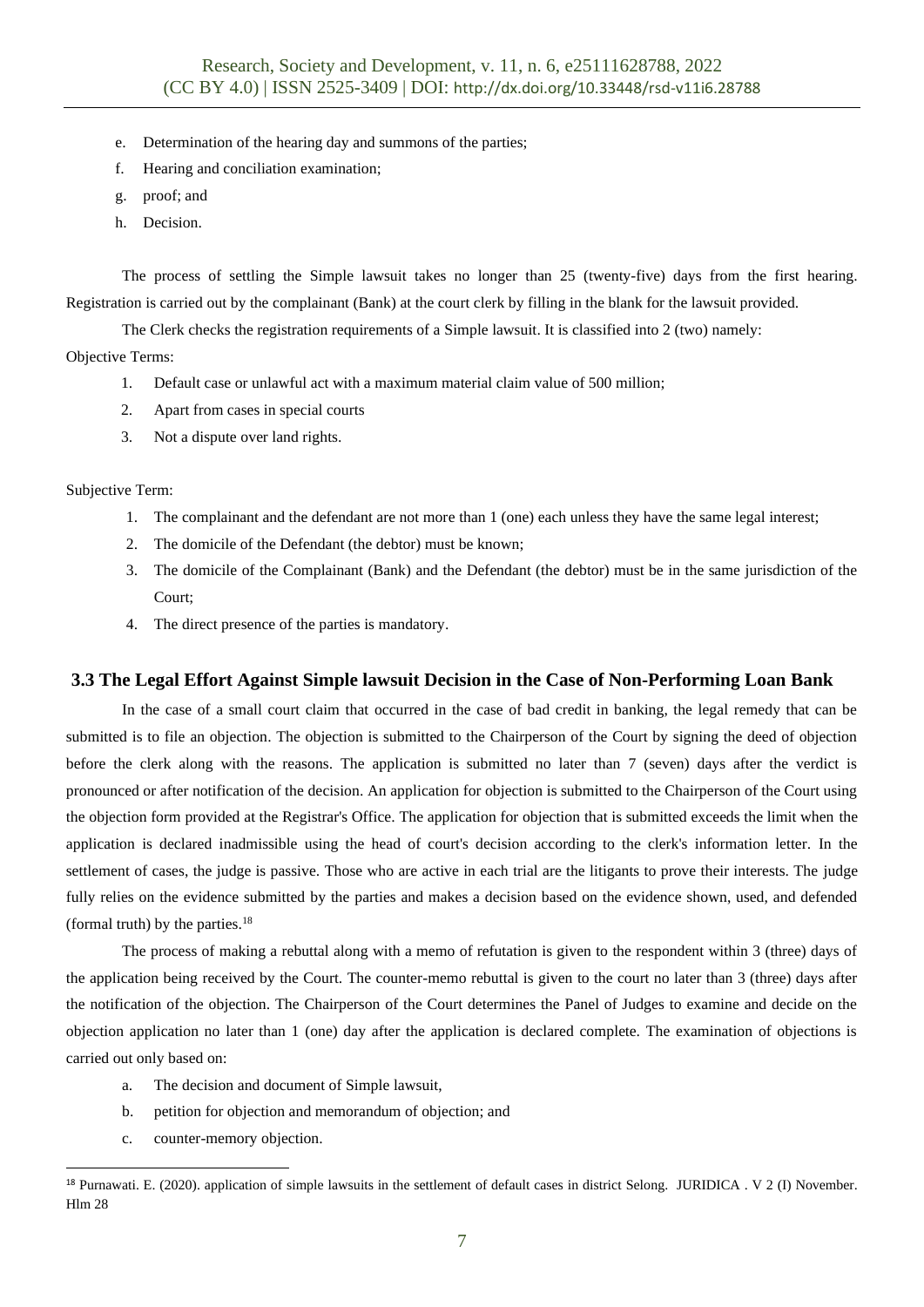e. Determination of the hearing day and summons of the parties;
f. Hearing and conciliation examination;
g. proof; and
h. Decision.

The process of settling the Simple lawsuit takes no longer than 25 (twenty-five) days from the first hearing. Registration is carried out by the complainant (Bank) at the court clerk by filling in the blank for the lawsuit provided.

The Clerk checks the registration requirements of a Simple lawsuit. It is classified into 2 (two) namely:

Objective Terms:

1. Default case or unlawful act with a maximum material claim value of 500 million;
2. Apart from cases in special courts
3. Not a dispute over land rights.

Subjective Term:

1. The complainant and the defendant are not more than 1 (one) each unless they have the same legal interest;
2. The domicile of the Defendant (the debtor) must be known;
3. The domicile of the Complainant (Bank) and the Defendant (the debtor) must be in the same jurisdiction of the Court;
4. The direct presence of the parties is mandatory.

### 3.3 The Legal Effort Against Simple lawsuit Decision in the Case of Non-Performing Loan Bank

In the case of a small court claim that occurred in the case of bad credit in banking, the legal remedy that can be submitted is to file an objection. The objection is submitted to the Chairperson of the Court by signing the deed of objection before the clerk along with the reasons. The application is submitted no later than 7 (seven) days after the verdict is pronounced or after notification of the decision. An application for objection is submitted to the Chairperson of the Court using the objection form provided at the Registrar's Office. The application for objection that is submitted exceeds the limit when the application is declared inadmissible using the head of court's decision according to the clerk's information letter. In the settlement of cases, the judge is passive. Those who are active in each trial are the litigants to prove their interests. The judge fully relies on the evidence submitted by the parties and makes a decision based on the evidence shown, used, and defended (formal truth) by the parties.[18]

The process of making a rebuttal along with a memo of refutation is given to the respondent within 3 (three) days of the application being received by the Court. The counter-memo rebuttal is given to the court no later than 3 (three) days after the notification of the objection. The Chairperson of the Court determines the Panel of Judges to examine and decide on the objection application no later than 1 (one) day after the application is declared complete. The examination of objections is carried out only based on:

a. The decision and document of Simple lawsuit,
b. petition for objection and memorandum of objection; and
c. counter-memory objection.

[18] Purnawati. E. (2020). application of simple lawsuits in the settlement of default cases in district Selong. JURIDICA . V 2 (I) November. Hlm 28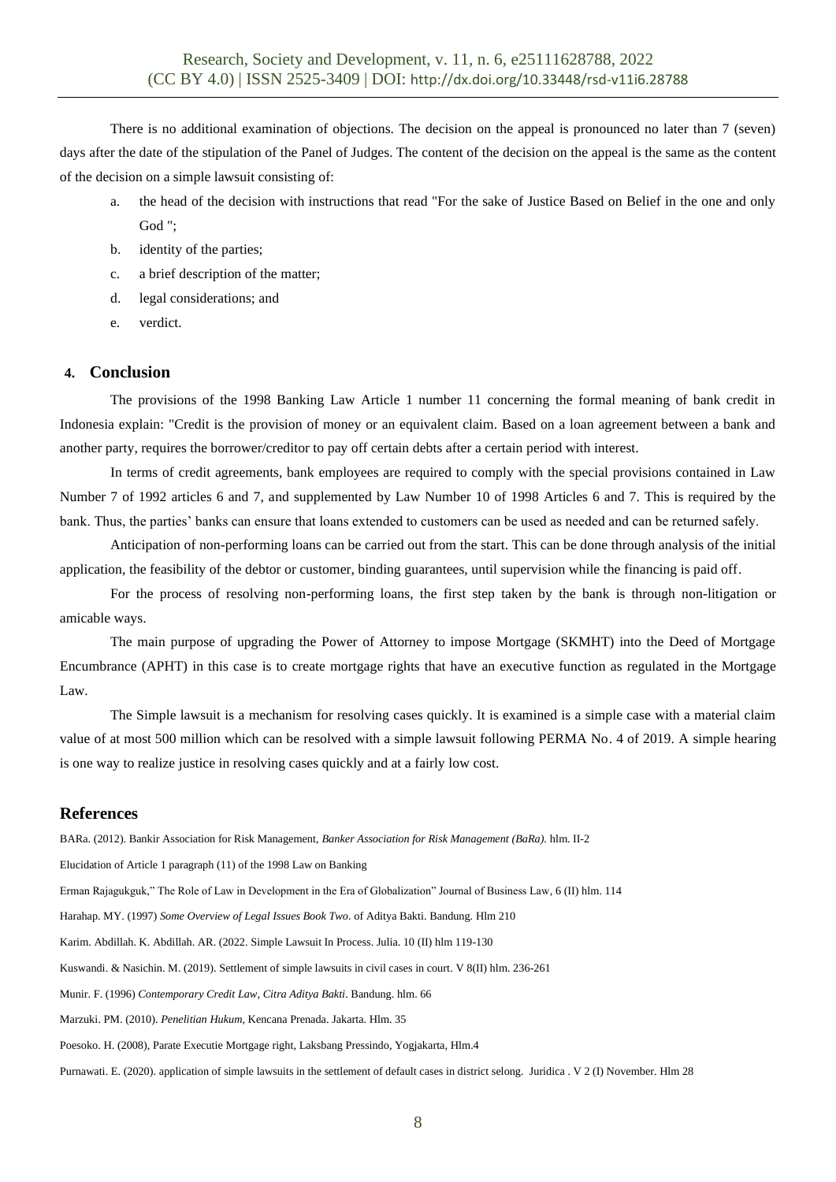There is no additional examination of objections. The decision on the appeal is pronounced no later than 7 (seven) days after the date of the stipulation of the Panel of Judges. The content of the decision on the appeal is the same as the content of the decision on a simple lawsuit consisting of:

a. the head of the decision with instructions that read "For the sake of Justice Based on Belief in the one and only God ";
b. identity of the parties;
c. a brief description of the matter;
d. legal considerations; and
e. verdict.

## 4. Conclusion

The provisions of the 1998 Banking Law Article 1 number 11 concerning the formal meaning of bank credit in Indonesia explain: "Credit is the provision of money or an equivalent claim. Based on a loan agreement between a bank and another party, requires the borrower/creditor to pay off certain debts after a certain period with interest.

In terms of credit agreements, bank employees are required to comply with the special provisions contained in Law Number 7 of 1992 articles 6 and 7, and supplemented by Law Number 10 of 1998 Articles 6 and 7. This is required by the bank. Thus, the parties' banks can ensure that loans extended to customers can be used as needed and can be returned safely.

Anticipation of non-performing loans can be carried out from the start. This can be done through analysis of the initial application, the feasibility of the debtor or customer, binding guarantees, until supervision while the financing is paid off.

For the process of resolving non-performing loans, the first step taken by the bank is through non-litigation or amicable ways.

The main purpose of upgrading the Power of Attorney to impose Mortgage (SKMHT) into the Deed of Mortgage Encumbrance (APHT) in this case is to create mortgage rights that have an executive function as regulated in the Mortgage Law.

The Simple lawsuit is a mechanism for resolving cases quickly. It is examined is a simple case with a material claim value of at most 500 million which can be resolved with a simple lawsuit following PERMA No. 4 of 2019. A simple hearing is one way to realize justice in resolving cases quickly and at a fairly low cost.

## References

BARa. (2012). Bankir Association for Risk Management, *Banker Association for Risk Management (BaRa).* hlm. II-2

Elucidation of Article 1 paragraph (11) of the 1998 Law on Banking

Erman Rajagukguk," The Role of Law in Development in the Era of Globalization" Journal of Business Law, 6 (II) hlm. 114

Harahap. MY. (1997) *Some Overview of Legal Issues Book Two*. of Aditya Bakti. Bandung. Hlm 210

Karim. Abdillah. K. Abdillah. AR. (2022. Simple Lawsuit In Process. Julia. 10 (II) hlm 119-130

Kuswandi. & Nasichin. M. (2019). Settlement of simple lawsuits in civil cases in court. V 8(II) hlm. 236-261

Munir. F. (1996) *Contemporary Credit Law, Citra Aditya Bakti*. Bandung. hlm. 66

Marzuki. PM. (2010). *Penelitian Hukum*, Kencana Prenada. Jakarta. Hlm. 35

Poesoko. H. (2008), Parate Executie Mortgage right, Laksbang Pressindo, Yogjakarta, Hlm.4

Purnawati. E. (2020). application of simple lawsuits in the settlement of default cases in district selong. Juridica . V 2 (I) November. Hlm 28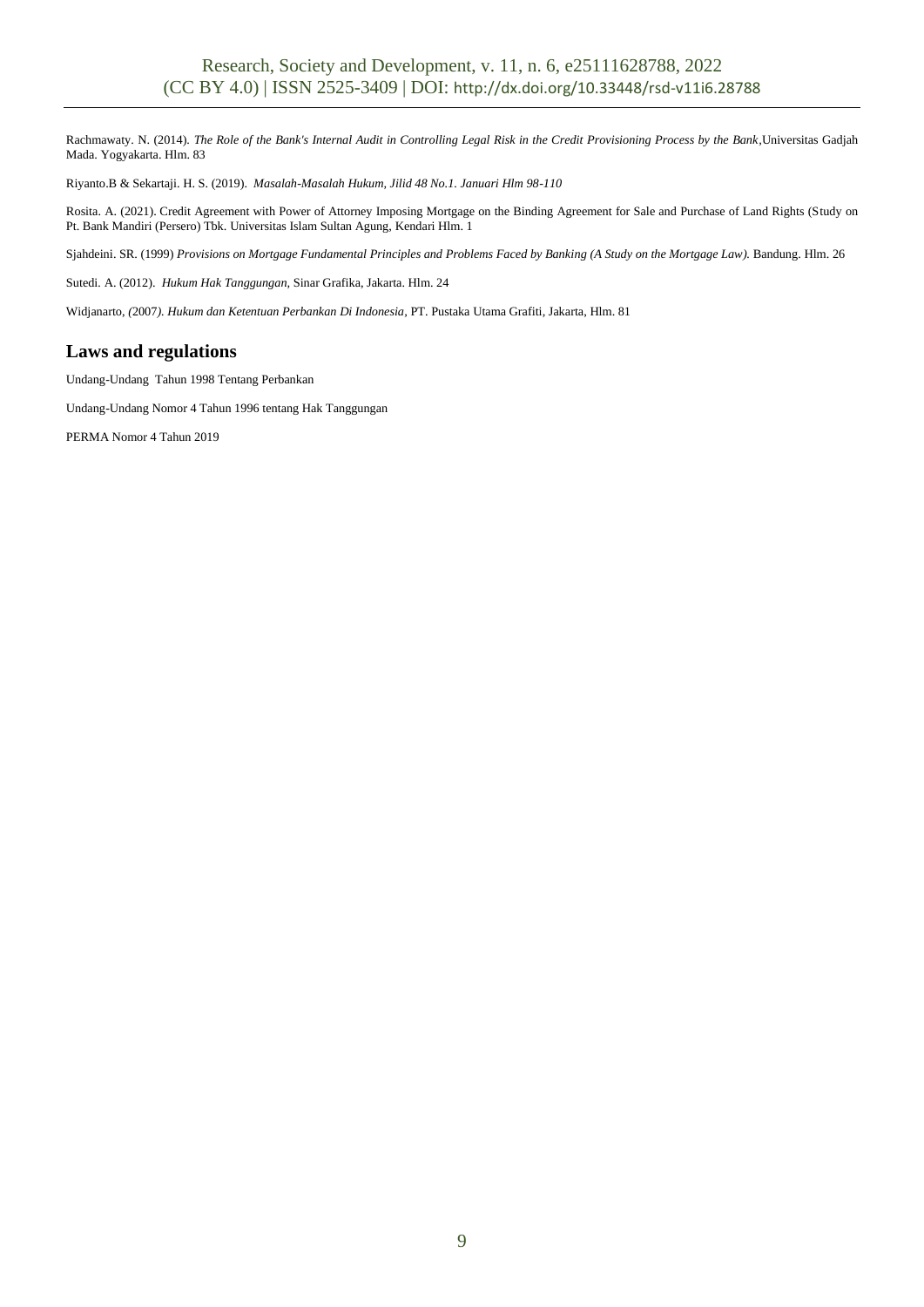Rachmawaty. N. (2014). *The Role of the Bank's Internal Audit in Controlling Legal Risk in the Credit Provisioning Process by the Bank*,Universitas Gadjah Mada. Yogyakarta. Hlm. 83

Riyanto.B & Sekartaji. H. S. (2019). *Masalah-Masalah Hukum, Jilid 48 No.1. Januari Hlm 98-110*

Rosita. A. (2021). Credit Agreement with Power of Attorney Imposing Mortgage on the Binding Agreement for Sale and Purchase of Land Rights (Study on Pt. Bank Mandiri (Persero) Tbk. Universitas Islam Sultan Agung, Kendari Hlm. 1

Sjahdeini. SR. (1999) *Provisions on Mortgage Fundamental Principles and Problems Faced by Banking (A Study on the Mortgage Law).* Bandung. Hlm. 26

Sutedi. A. (2012). *Hukum Hak Tanggungan*, Sinar Grafika, Jakarta. Hlm. 24

Widjanarto, *(*2007*). Hukum dan Ketentuan Perbankan Di Indonesia*, PT. Pustaka Utama Grafiti, Jakarta, Hlm. 81

## Laws and regulations

Undang-Undang Tahun 1998 Tentang Perbankan

Undang-Undang Nomor 4 Tahun 1996 tentang Hak Tanggungan

PERMA Nomor 4 Tahun 2019